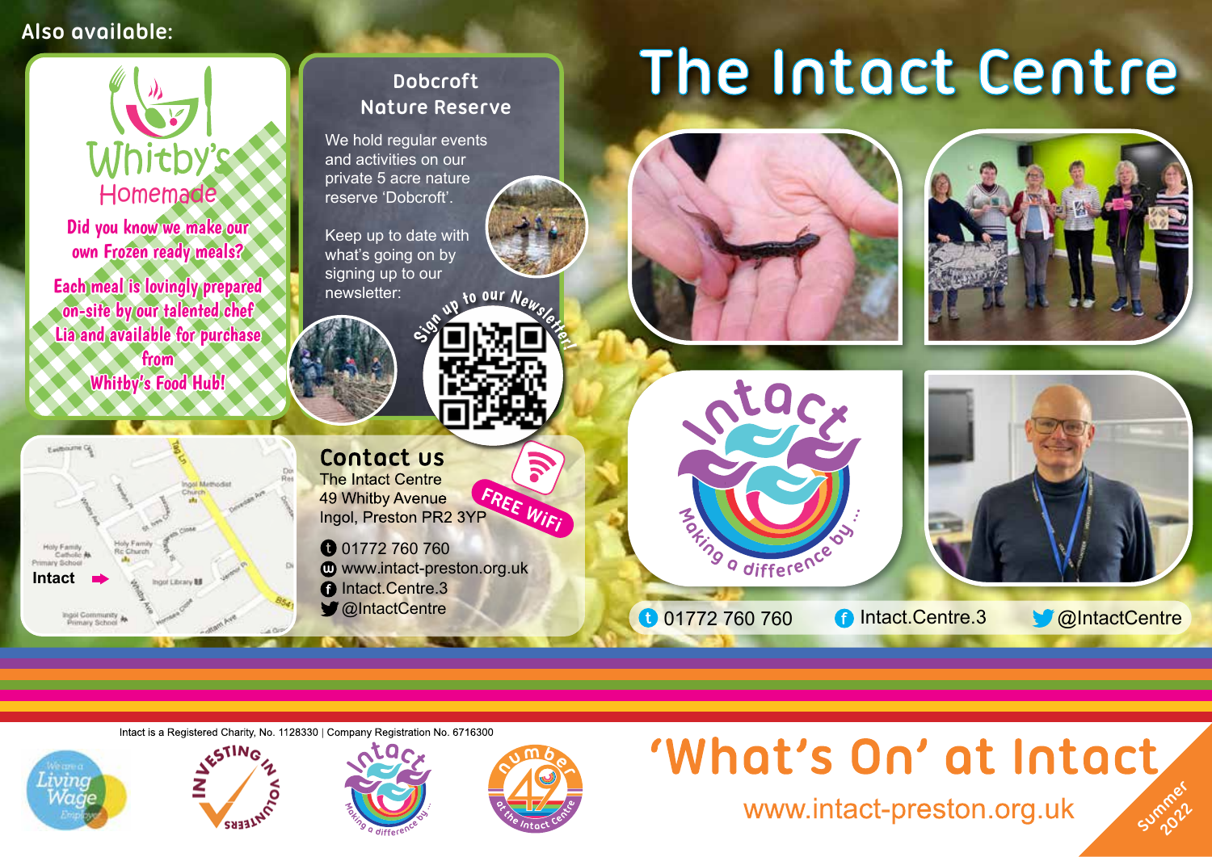# The Intact Centre

Also available:

## Whitby's Homemade

Did you know we make our own Frozen ready meals?

Each meal is lovingly prepared on-site by our talented chef Lia and available for purchase from Whitby's Food Hub!

## Dobcroft Nature Reserve

We hold regular events and activities on our private 5 acre nature reserve 'Dobcroft'.

Keep up to date with what's going on by signing up to our newsletter:

Sign up to our Newsletter!

## Contact us

The Intact Centre
49 Whitby Avenue
Ingol, Preston PR2 3YP

FREE WiFi

- t 01772 760 760
- w www.intact-preston.org.uk
- f Intact.Centre.3
- @IntactCentre

Intact — Making a difference by...

t 01772 760 760 | f Intact.Centre.3 | @IntactCentre

Intact is a Registered Charity, No. 1128330 | Company Registration No. 6716300

# 'What's On' at Intact

www.intact-preston.org.uk

Summer 2022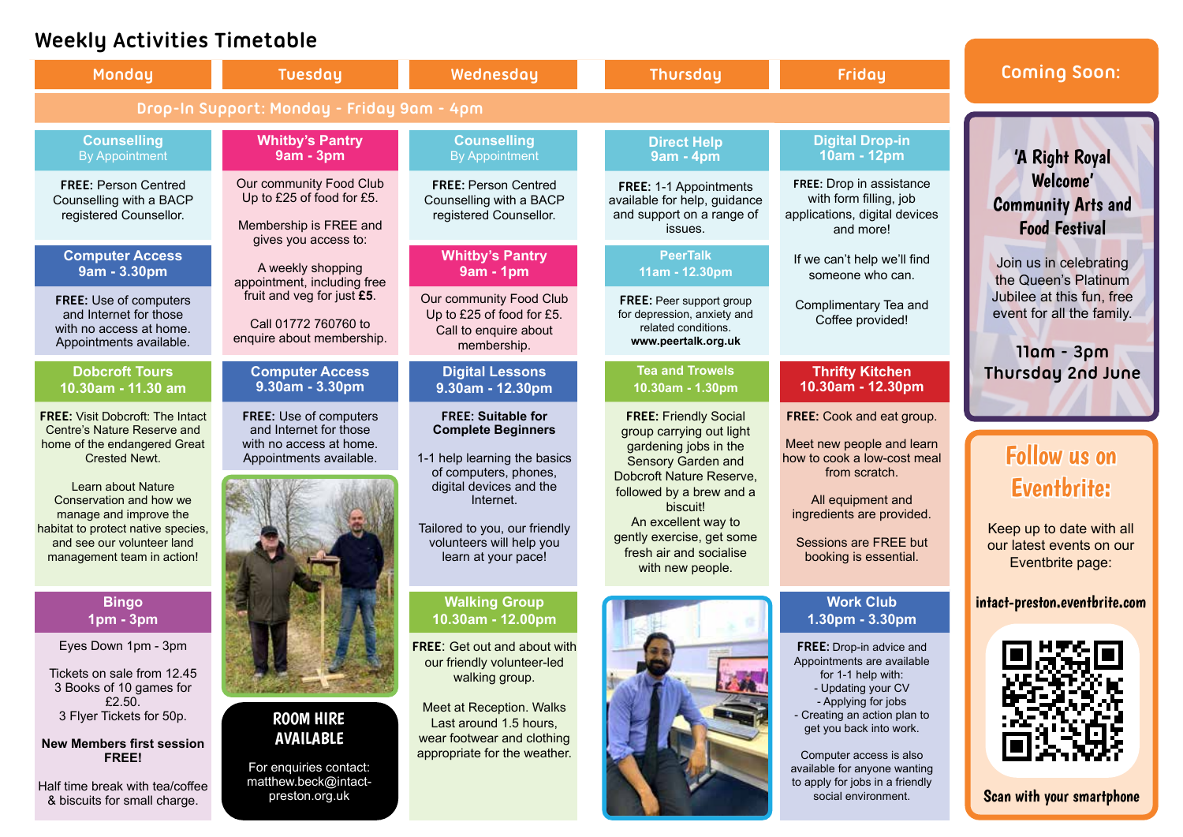# Weekly Activities Timetable

**Drop-In Support: Monday - Friday 9am - 4pm**

## Monday

### Counselling
By Appointment

**FREE:** Person Centred Counselling with a BACP registered Counsellor.

### Computer Access
9am - 3.30pm

**FREE:** Use of computers and Internet for those with no access at home. Appointments available.

### Dobcroft Tours
10.30am - 11.30 am

**FREE:** Visit Dobcroft: The Intact Centre's Nature Reserve and home of the endangered Great Crested Newt.

Learn about Nature Conservation and how we manage and improve the habitat to protect native species, and see our volunteer land management team in action!

### Bingo
1pm - 3pm

Eyes Down 1pm - 3pm

Tickets on sale from 12.45
3 Books of 10 games for £2.50.
3 Flyer Tickets for 50p.

**New Members first session FREE!**

Half time break with tea/coffee & biscuits for small charge.

## Tuesday

### Whitby's Pantry
9am - 3pm

Our community Food Club
Up to £25 of food for £5.

Membership is FREE and gives you access to:

A weekly shopping appointment, including free fruit and veg for just **£5**.

Call 01772 760760 to enquire about membership.

### Computer Access
9.30am - 3.30pm

**FREE:** Use of computers and Internet for those with no access at home. Appointments available.

### ROOM HIRE AVAILABLE

For enquiries contact: matthew.beck@intact-preston.org.uk

## Wednesday

### Counselling
By Appointment

**FREE:** Person Centred Counselling with a BACP registered Counsellor.

### Whitby's Pantry
9am - 1pm

Our community Food Club
Up to £25 of food for £5.
Call to enquire about membership.

### Digital Lessons
9.30am - 12.30pm

**FREE: Suitable for Complete Beginners**

1-1 help learning the basics of computers, phones, digital devices and the Internet.

Tailored to you, our friendly volunteers will help you learn at your pace!

### Walking Group
10.30am - 12.00pm

**FREE:** Get out and about with our friendly volunteer-led walking group.

Meet at Reception. Walks Last around 1.5 hours, wear footwear and clothing appropriate for the weather.

## Thursday

### Direct Help
9am - 4pm

**FREE:** 1-1 Appointments available for help, guidance and support on a range of issues.

### PeerTalk
11am - 12.30pm

**FREE:** Peer support group for depression, anxiety and related conditions.
**www.peertalk.org.uk**

### Tea and Trowels
10.30am - 1.30pm

**FREE:** Friendly Social group carrying out light gardening jobs in the Sensory Garden and Dobcroft Nature Reserve, followed by a brew and a biscuit!
An excellent way to gently exercise, get some fresh air and socialise with new people.

## Friday

### Digital Drop-in
10am - 12pm

**FREE:** Drop in assistance with form filling, job applications, digital devices and more!

If we can't help we'll find someone who can.

Complimentary Tea and Coffee provided!

### Thrifty Kitchen
10.30am - 12.30pm

**FREE:** Cook and eat group.

Meet new people and learn how to cook a low-cost meal from scratch.

All equipment and ingredients are provided.

Sessions are FREE but booking is essential.

### Work Club
1.30pm - 3.30pm

**FREE:** Drop-in advice and Appointments are available for 1-1 help with:
- Updating your CV
- Applying for jobs
- Creating an action plan to get you back into work.

Computer access is also available for anyone wanting to apply for jobs in a friendly social environment.

## Coming Soon:

**'A Right Royal Welcome' Community Arts and Food Festival**

Join us in celebrating the Queen's Platinum Jubilee at this fun, free event for all the family.

**11am - 3pm
Thursday 2nd June**

## Follow us on Eventbrite:

Keep up to date with all our latest events on our Eventbrite page:

**intact-preston.eventbrite.com**

Scan with your smartphone